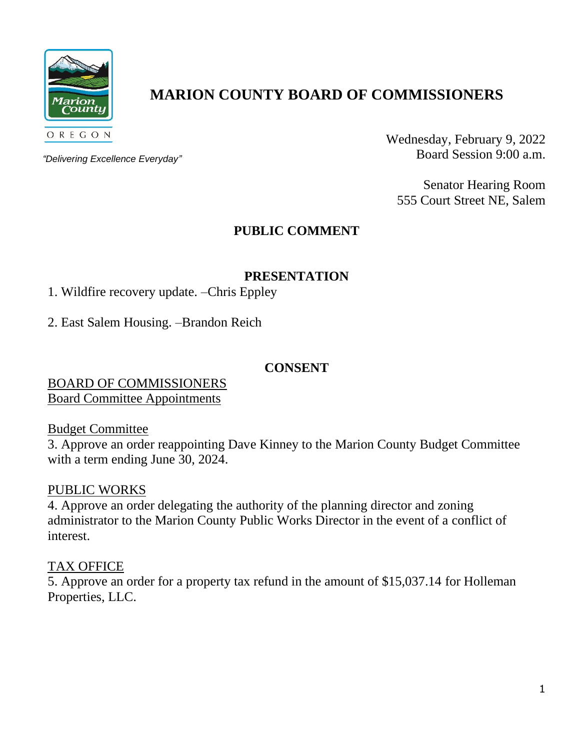MARION COUNTY OREGON

*"Delivering Excellence Everyday"*

# MARION COUNTY BOARD OF COMMISSIONERS

Wednesday, February 9, 2022
Board Session 9:00 a.m.

Senator Hearing Room
555 Court Street NE, Salem

## PUBLIC COMMENT

## PRESENTATION

1. Wildfire recovery update. –Chris Eppley

2. East Salem Housing. –Brandon Reich

## CONSENT

BOARD OF COMMISSIONERS
Board Committee Appointments

Budget Committee

3. Approve an order reappointing Dave Kinney to the Marion County Budget Committee with a term ending June 30, 2024.

PUBLIC WORKS

4. Approve an order delegating the authority of the planning director and zoning administrator to the Marion County Public Works Director in the event of a conflict of interest.

TAX OFFICE

5. Approve an order for a property tax refund in the amount of $15,037.14 for Holleman Properties, LLC.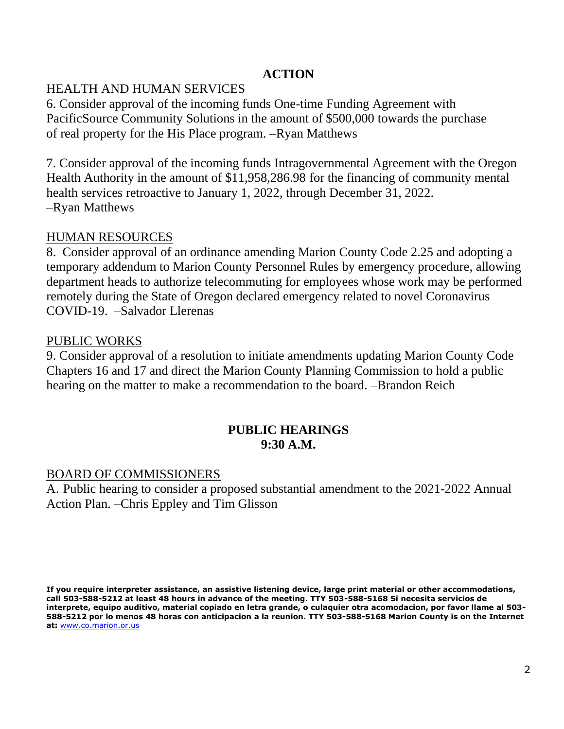## ACTION

HEALTH AND HUMAN SERVICES

6. Consider approval of the incoming funds One-time Funding Agreement with PacificSource Community Solutions in the amount of $500,000 towards the purchase of real property for the His Place program. –Ryan Matthews

7. Consider approval of the incoming funds Intragovernmental Agreement with the Oregon Health Authority in the amount of $11,958,286.98 for the financing of community mental health services retroactive to January 1, 2022, through December 31, 2022. –Ryan Matthews

HUMAN RESOURCES

8. Consider approval of an ordinance amending Marion County Code 2.25 and adopting a temporary addendum to Marion County Personnel Rules by emergency procedure, allowing department heads to authorize telecommuting for employees whose work may be performed remotely during the State of Oregon declared emergency related to novel Coronavirus COVID-19. –Salvador Llerenas

PUBLIC WORKS

9. Consider approval of a resolution to initiate amendments updating Marion County Code Chapters 16 and 17 and direct the Marion County Planning Commission to hold a public hearing on the matter to make a recommendation to the board. –Brandon Reich

## PUBLIC HEARINGS
## 9:30 A.M.

BOARD OF COMMISSIONERS

A. Public hearing to consider a proposed substantial amendment to the 2021-2022 Annual Action Plan. –Chris Eppley and Tim Glisson

**If you require interpreter assistance, an assistive listening device, large print material or other accommodations, call 503-588-5212 at least 48 hours in advance of the meeting. TTY 503-588-5168 Si necesita servicios de interprete, equipo auditivo, material copiado en letra grande, o culaquier otra acomodacion, por favor llame al 503-588-5212 por lo menos 48 horas con anticipacion a la reunion. TTY 503-588-5168 Marion County is on the Internet at:** www.co.marion.or.us